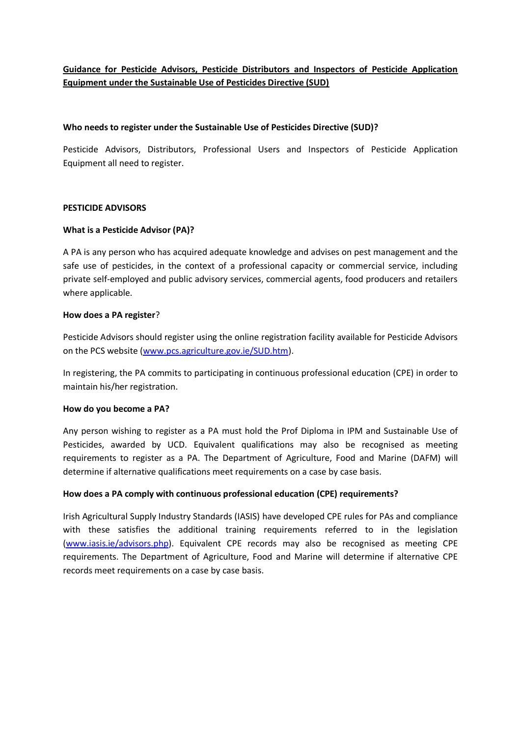# **<u>Guidance for Pesticide Advisors, Pesticide Distributors and Inspectors of Pesticide Application Equipment under the Sustainable Use of Pesticides Directive (SUD)</u>**

**Who needs to register under the Sustainable Use of Pesticides Directive (SUD)?**

Pesticide Advisors, Distributors, Professional Users and Inspectors of Pesticide Application Equipment all need to register.

## PESTICIDE ADVISORS

**What is a Pesticide Advisor (PA)?**

A PA is any person who has acquired adequate knowledge and advises on pest management and the safe use of pesticides, in the context of a professional capacity or commercial service, including private self-employed and public advisory services, commercial agents, food producers and retailers where applicable.

**How does a PA register**?

Pesticide Advisors should register using the online registration facility available for Pesticide Advisors on the PCS website (www.pcs.agriculture.gov.ie/SUD.htm).

In registering, the PA commits to participating in continuous professional education (CPE) in order to maintain his/her registration.

**How do you become a PA?**

Any person wishing to register as a PA must hold the Prof Diploma in IPM and Sustainable Use of Pesticides, awarded by UCD. Equivalent qualifications may also be recognised as meeting requirements to register as a PA. The Department of Agriculture, Food and Marine (DAFM) will determine if alternative qualifications meet requirements on a case by case basis.

**How does a PA comply with continuous professional education (CPE) requirements?**

Irish Agricultural Supply Industry Standards (IASIS) have developed CPE rules for PAs and compliance with these satisfies the additional training requirements referred to in the legislation (www.iasis.ie/advisors.php). Equivalent CPE records may also be recognised as meeting CPE requirements. The Department of Agriculture, Food and Marine will determine if alternative CPE records meet requirements on a case by case basis.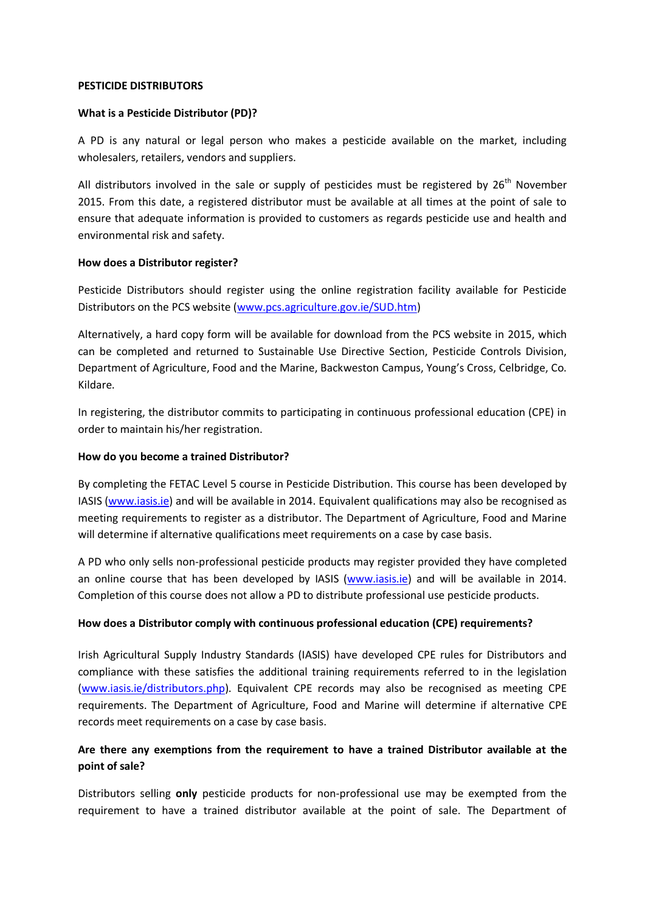**PESTICIDE DISTRIBUTORS**

**What is a Pesticide Distributor (PD)?**

A PD is any natural or legal person who makes a pesticide available on the market, including wholesalers, retailers, vendors and suppliers.

All distributors involved in the sale or supply of pesticides must be registered by 26th November 2015. From this date, a registered distributor must be available at all times at the point of sale to ensure that adequate information is provided to customers as regards pesticide use and health and environmental risk and safety.

**How does a Distributor register?**

Pesticide Distributors should register using the online registration facility available for Pesticide Distributors on the PCS website (www.pcs.agriculture.gov.ie/SUD.htm)

Alternatively, a hard copy form will be available for download from the PCS website in 2015, which can be completed and returned to Sustainable Use Directive Section, Pesticide Controls Division, Department of Agriculture, Food and the Marine, Backweston Campus, Young's Cross, Celbridge, Co. Kildare.

In registering, the distributor commits to participating in continuous professional education (CPE) in order to maintain his/her registration.

**How do you become a trained Distributor?**

By completing the FETAC Level 5 course in Pesticide Distribution. This course has been developed by IASIS (www.iasis.ie) and will be available in 2014. Equivalent qualifications may also be recognised as meeting requirements to register as a distributor. The Department of Agriculture, Food and Marine will determine if alternative qualifications meet requirements on a case by case basis.

A PD who only sells non-professional pesticide products may register provided they have completed an online course that has been developed by IASIS (www.iasis.ie) and will be available in 2014. Completion of this course does not allow a PD to distribute professional use pesticide products.

**How does a Distributor comply with continuous professional education (CPE) requirements?**

Irish Agricultural Supply Industry Standards (IASIS) have developed CPE rules for Distributors and compliance with these satisfies the additional training requirements referred to in the legislation (www.iasis.ie/distributors.php). Equivalent CPE records may also be recognised as meeting CPE requirements. The Department of Agriculture, Food and Marine will determine if alternative CPE records meet requirements on a case by case basis.

**Are there any exemptions from the requirement to have a trained Distributor available at the point of sale?**

Distributors selling **only** pesticide products for non-professional use may be exempted from the requirement to have a trained distributor available at the point of sale. The Department of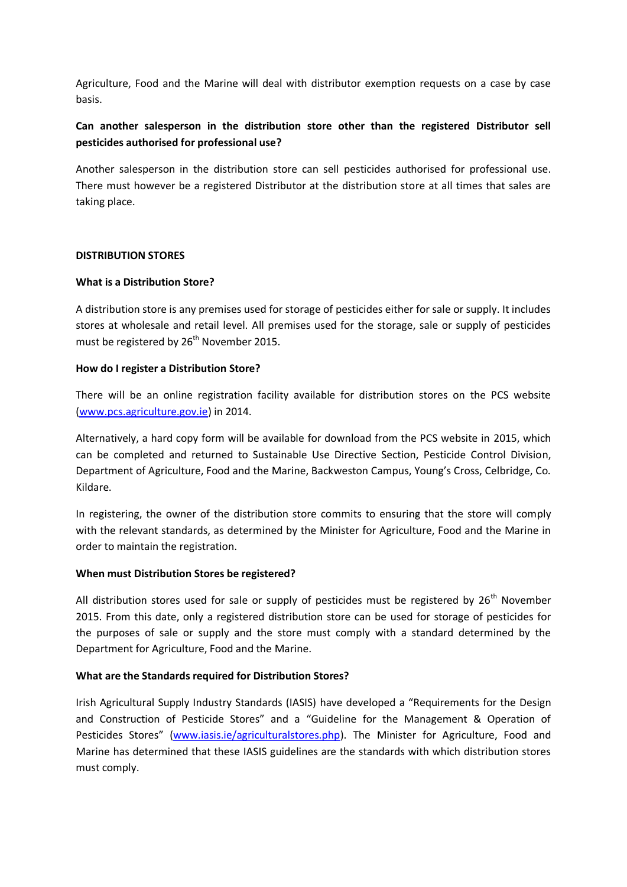Agriculture, Food and the Marine will deal with distributor exemption requests on a case by case basis.

**Can another salesperson in the distribution store other than the registered Distributor sell pesticides authorised for professional use?**

Another salesperson in the distribution store can sell pesticides authorised for professional use. There must however be a registered Distributor at the distribution store at all times that sales are taking place.

## DISTRIBUTION STORES

**What is a Distribution Store?**

A distribution store is any premises used for storage of pesticides either for sale or supply. It includes stores at wholesale and retail level. All premises used for the storage, sale or supply of pesticides must be registered by 26th November 2015.

**How do I register a Distribution Store?**

There will be an online registration facility available for distribution stores on the PCS website (www.pcs.agriculture.gov.ie) in 2014.

Alternatively, a hard copy form will be available for download from the PCS website in 2015, which can be completed and returned to Sustainable Use Directive Section, Pesticide Control Division, Department of Agriculture, Food and the Marine, Backweston Campus, Young's Cross, Celbridge, Co. Kildare.

In registering, the owner of the distribution store commits to ensuring that the store will comply with the relevant standards, as determined by the Minister for Agriculture, Food and the Marine in order to maintain the registration.

**When must Distribution Stores be registered?**

All distribution stores used for sale or supply of pesticides must be registered by 26th November 2015. From this date, only a registered distribution store can be used for storage of pesticides for the purposes of sale or supply and the store must comply with a standard determined by the Department for Agriculture, Food and the Marine.

**What are the Standards required for Distribution Stores?**

Irish Agricultural Supply Industry Standards (IASIS) have developed a "Requirements for the Design and Construction of Pesticide Stores" and a "Guideline for the Management & Operation of Pesticides Stores" (www.iasis.ie/agriculturalstores.php). The Minister for Agriculture, Food and Marine has determined that these IASIS guidelines are the standards with which distribution stores must comply.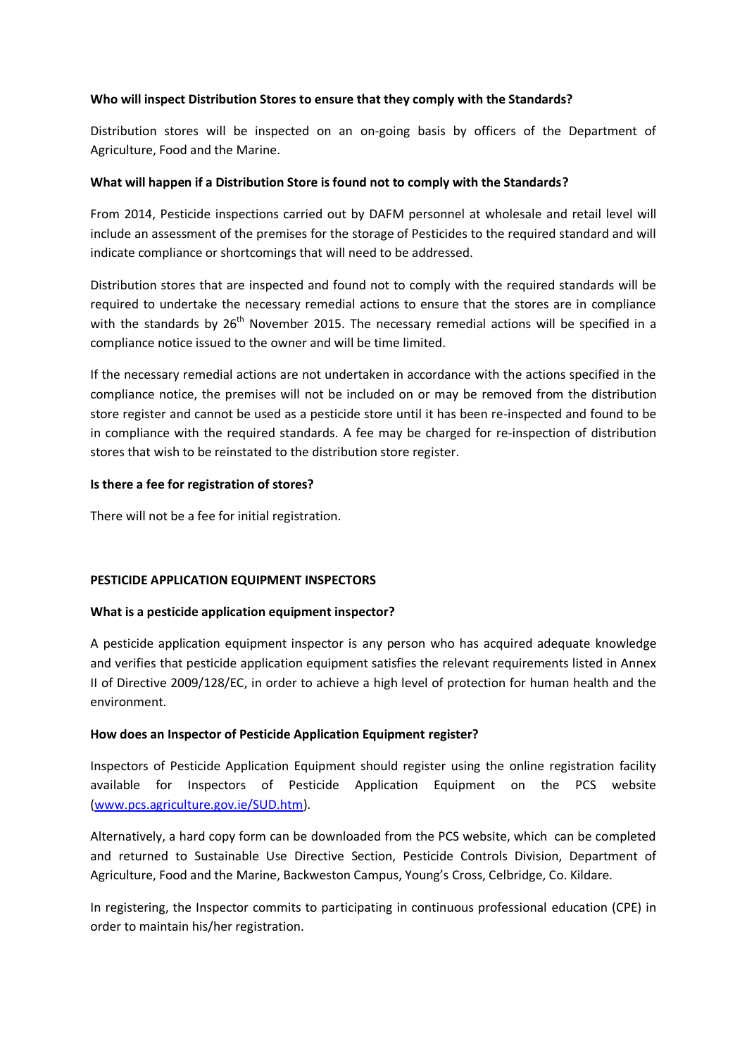**Who will inspect Distribution Stores to ensure that they comply with the Standards?**

Distribution stores will be inspected on an on-going basis by officers of the Department of Agriculture, Food and the Marine.

**What will happen if a Distribution Store is found not to comply with the Standards?**

From 2014, Pesticide inspections carried out by DAFM personnel at wholesale and retail level will include an assessment of the premises for the storage of Pesticides to the required standard and will indicate compliance or shortcomings that will need to be addressed.

Distribution stores that are inspected and found not to comply with the required standards will be required to undertake the necessary remedial actions to ensure that the stores are in compliance with the standards by 26th November 2015. The necessary remedial actions will be specified in a compliance notice issued to the owner and will be time limited.

If the necessary remedial actions are not undertaken in accordance with the actions specified in the compliance notice, the premises will not be included on or may be removed from the distribution store register and cannot be used as a pesticide store until it has been re-inspected and found to be in compliance with the required standards. A fee may be charged for re-inspection of distribution stores that wish to be reinstated to the distribution store register.

**Is there a fee for registration of stores?**

There will not be a fee for initial registration.

## PESTICIDE APPLICATION EQUIPMENT INSPECTORS

**What is a pesticide application equipment inspector?**

A pesticide application equipment inspector is any person who has acquired adequate knowledge and verifies that pesticide application equipment satisfies the relevant requirements listed in Annex II of Directive 2009/128/EC, in order to achieve a high level of protection for human health and the environment.

**How does an Inspector of Pesticide Application Equipment register?**

Inspectors of Pesticide Application Equipment should register using the online registration facility available for Inspectors of Pesticide Application Equipment on the PCS website ([www.pcs.agriculture.gov.ie/SUD.htm](www.pcs.agriculture.gov.ie/SUD.htm)).

Alternatively, a hard copy form can be downloaded from the PCS website, which can be completed and returned to Sustainable Use Directive Section, Pesticide Controls Division, Department of Agriculture, Food and the Marine, Backweston Campus, Young's Cross, Celbridge, Co. Kildare.

In registering, the Inspector commits to participating in continuous professional education (CPE) in order to maintain his/her registration.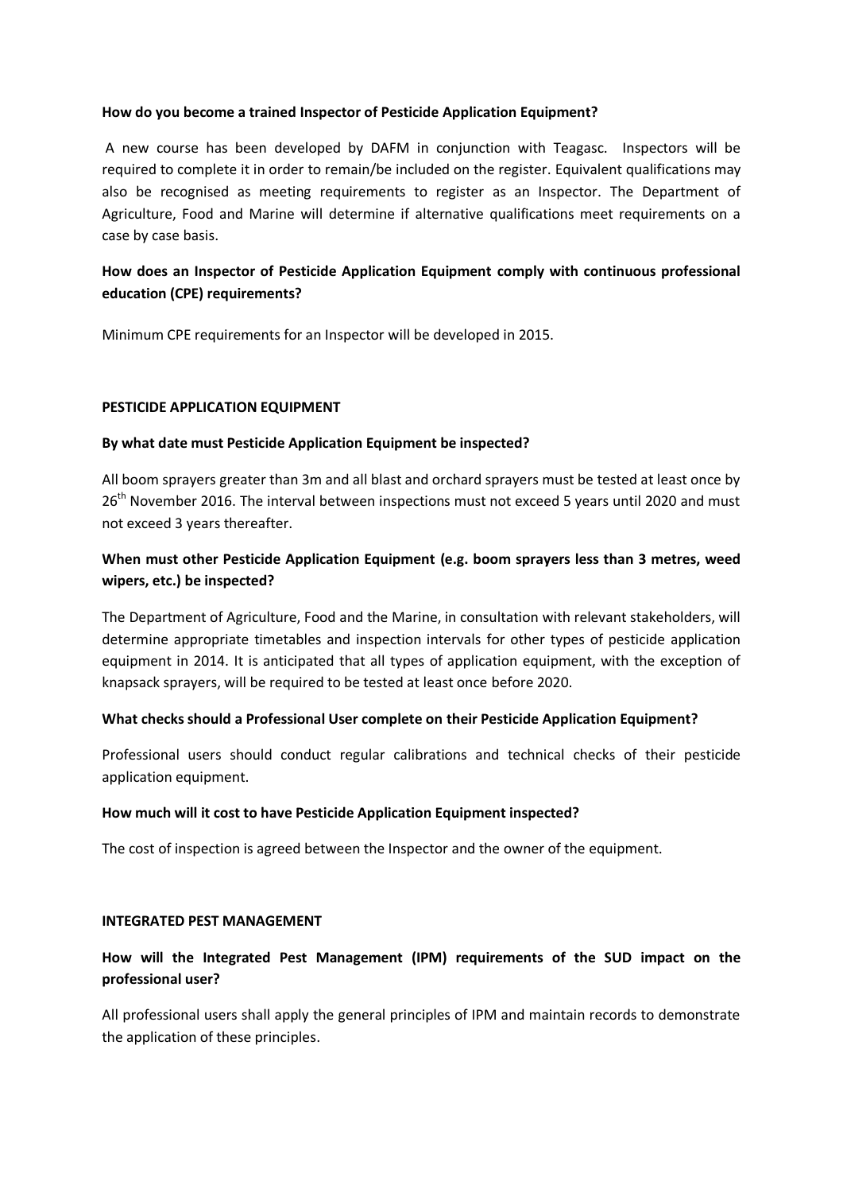**How do you become a trained Inspector of Pesticide Application Equipment?**

A new course has been developed by DAFM in conjunction with Teagasc. Inspectors will be required to complete it in order to remain/be included on the register. Equivalent qualifications may also be recognised as meeting requirements to register as an Inspector. The Department of Agriculture, Food and Marine will determine if alternative qualifications meet requirements on a case by case basis.

**How does an Inspector of Pesticide Application Equipment comply with continuous professional education (CPE) requirements?**

Minimum CPE requirements for an Inspector will be developed in 2015.

## PESTICIDE APPLICATION EQUIPMENT

**By what date must Pesticide Application Equipment be inspected?**

All boom sprayers greater than 3m and all blast and orchard sprayers must be tested at least once by 26th November 2016. The interval between inspections must not exceed 5 years until 2020 and must not exceed 3 years thereafter.

**When must other Pesticide Application Equipment (e.g. boom sprayers less than 3 metres, weed wipers, etc.) be inspected?**

The Department of Agriculture, Food and the Marine, in consultation with relevant stakeholders, will determine appropriate timetables and inspection intervals for other types of pesticide application equipment in 2014. It is anticipated that all types of application equipment, with the exception of knapsack sprayers, will be required to be tested at least once before 2020.

**What checks should a Professional User complete on their Pesticide Application Equipment?**

Professional users should conduct regular calibrations and technical checks of their pesticide application equipment.

**How much will it cost to have Pesticide Application Equipment inspected?**

The cost of inspection is agreed between the Inspector and the owner of the equipment.

## INTEGRATED PEST MANAGEMENT

**How will the Integrated Pest Management (IPM) requirements of the SUD impact on the professional user?**

All professional users shall apply the general principles of IPM and maintain records to demonstrate the application of these principles.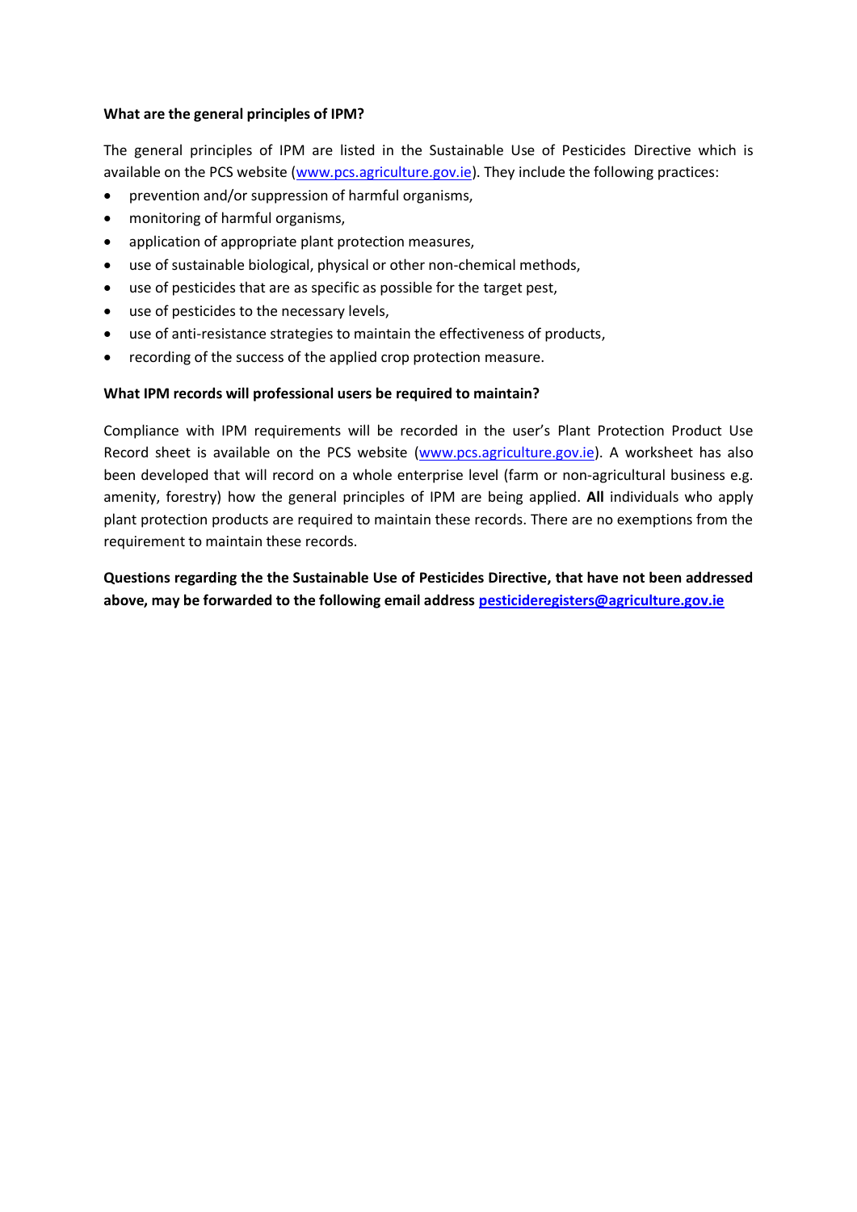**What are the general principles of IPM?**

The general principles of IPM are listed in the Sustainable Use of Pesticides Directive which is available on the PCS website ([www.pcs.agriculture.gov.ie](http://www.pcs.agriculture.gov.ie)). They include the following practices:

- prevention and/or suppression of harmful organisms,
- monitoring of harmful organisms,
- application of appropriate plant protection measures,
- use of sustainable biological, physical or other non-chemical methods,
- use of pesticides that are as specific as possible for the target pest,
- use of pesticides to the necessary levels,
- use of anti-resistance strategies to maintain the effectiveness of products,
- recording of the success of the applied crop protection measure.

**What IPM records will professional users be required to maintain?**

Compliance with IPM requirements will be recorded in the user's Plant Protection Product Use Record sheet is available on the PCS website ([www.pcs.agriculture.gov.ie](http://www.pcs.agriculture.gov.ie)). A worksheet has also been developed that will record on a whole enterprise level (farm or non-agricultural business e.g. amenity, forestry) how the general principles of IPM are being applied. **All** individuals who apply plant protection products are required to maintain these records. There are no exemptions from the requirement to maintain these records.

**Questions regarding the the Sustainable Use of Pesticides Directive, that have not been addressed above, may be forwarded to the following email address [pesticideregisters@agriculture.gov.ie](mailto:pesticideregisters@agriculture.gov.ie)**